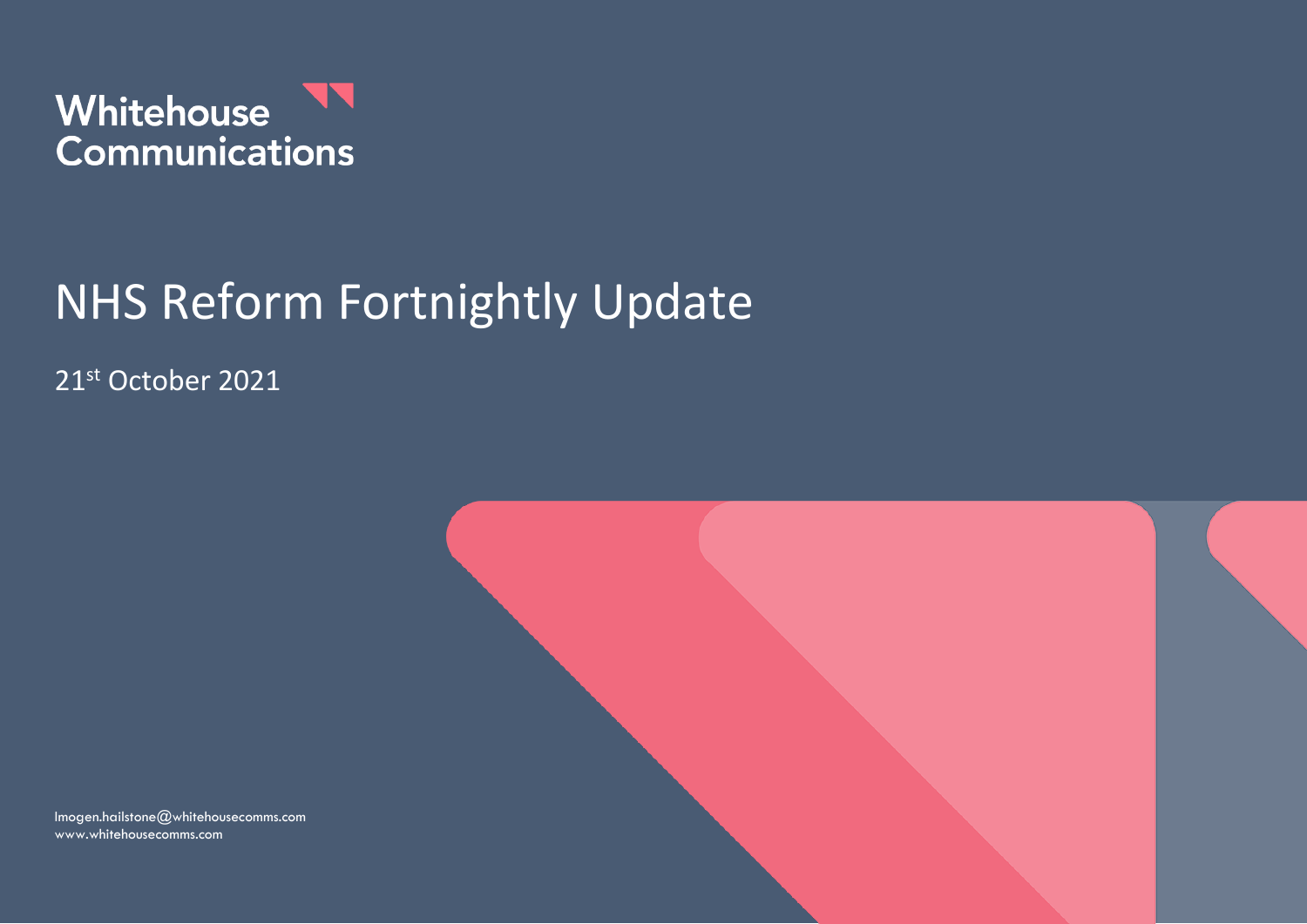Whitehouse Communications

# NHS Reform Fortnightly Update

21st October 2021

Imogen.hailstone@whitehousecomms.com
www.whitehousecomms.com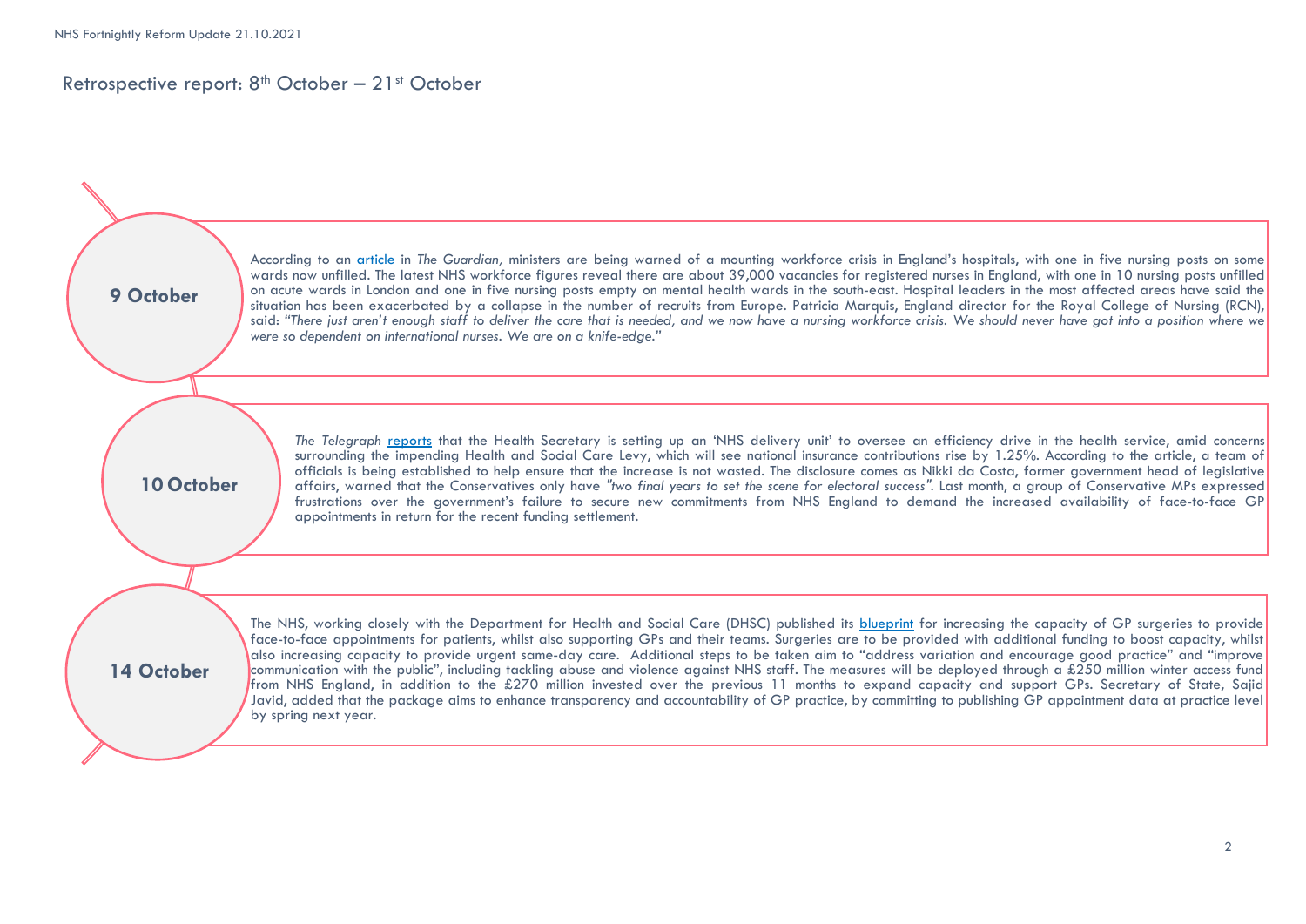# Retrospective report: 8th October – 21st October

**9 October**

According to an article in *The Guardian,* ministers are being warned of a mounting workforce crisis in England's hospitals, with one in five nursing posts on some wards now unfilled. The latest NHS workforce figures reveal there are about 39,000 vacancies for registered nurses in England, with one in 10 nursing posts unfilled on acute wards in London and one in five nursing posts empty on mental health wards in the south-east. Hospital leaders in the most affected areas have said the situation has been exacerbated by a collapse in the number of recruits from Europe. Patricia Marquis, England director for the Royal College of Nursing (RCN), said: *"There just aren't enough staff to deliver the care that is needed, and we now have a nursing workforce crisis. We should never have got into a position where we were so dependent on international nurses. We are on a knife-edge."*

**10 October**

*The Telegraph* reports that the Health Secretary is setting up an 'NHS delivery unit' to oversee an efficiency drive in the health service, amid concerns surrounding the impending Health and Social Care Levy, which will see national insurance contributions rise by 1.25%. According to the article, a team of officials is being established to help ensure that the increase is not wasted. The disclosure comes as Nikki da Costa, former government head of legislative affairs, warned that the Conservatives only have *"two final years to set the scene for electoral success"*. Last month, a group of Conservative MPs expressed frustrations over the government's failure to secure new commitments from NHS England to demand the increased availability of face-to-face GP appointments in return for the recent funding settlement.

**14 October**

The NHS, working closely with the Department for Health and Social Care (DHSC) published its blueprint for increasing the capacity of GP surgeries to provide face-to-face appointments for patients, whilst also supporting GPs and their teams. Surgeries are to be provided with additional funding to boost capacity, whilst also increasing capacity to provide urgent same-day care. Additional steps to be taken aim to "address variation and encourage good practice" and "improve communication with the public", including tackling abuse and violence against NHS staff. The measures will be deployed through a £250 million winter access fund from NHS England, in addition to the £270 million invested over the previous 11 months to expand capacity and support GPs. Secretary of State, Sajid Javid, added that the package aims to enhance transparency and accountability of GP practice, by committing to publishing GP appointment data at practice level by spring next year.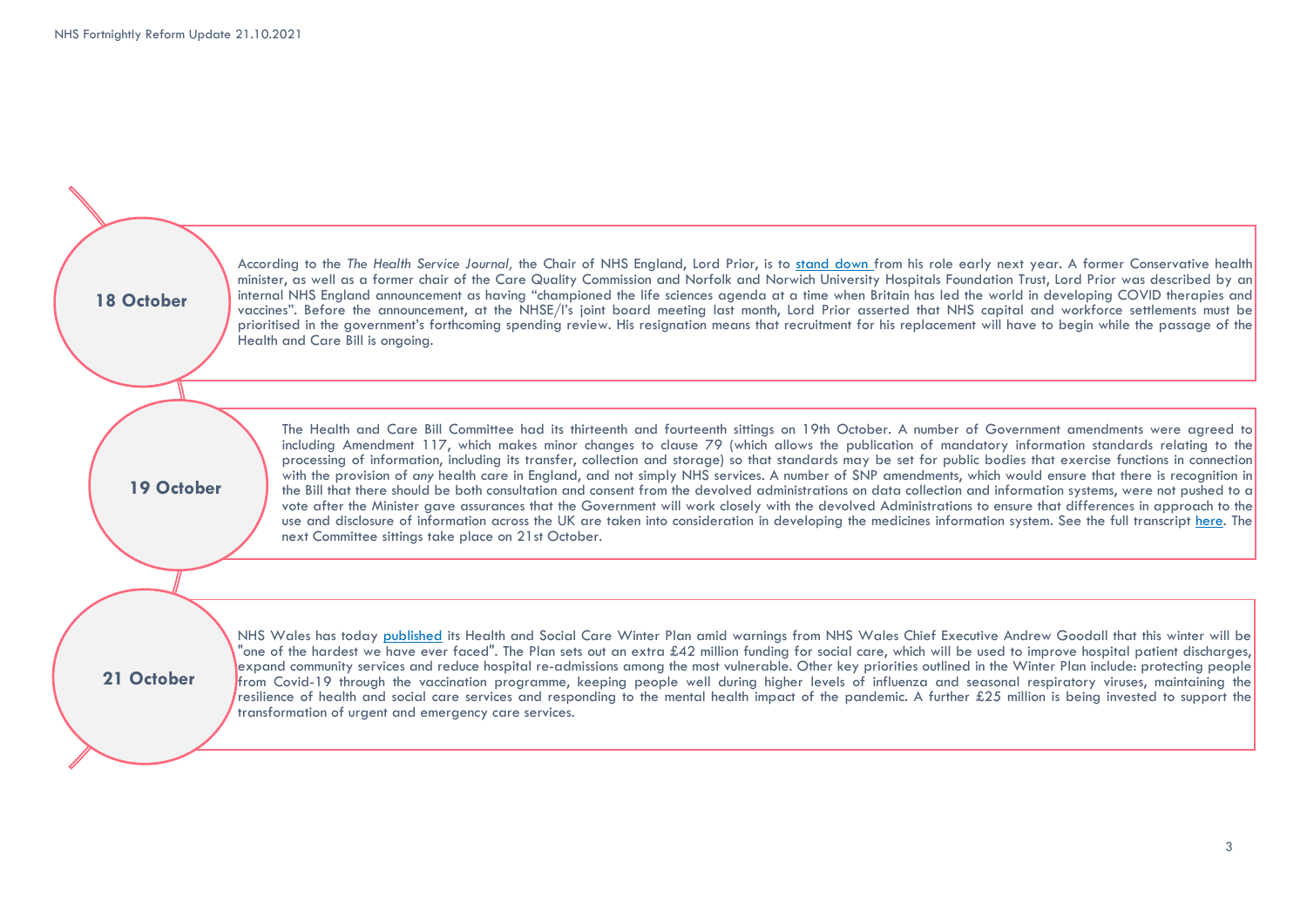## 18 October

According to the *The Health Service Journal,* the Chair of NHS England, Lord Prior, is to stand down from his role early next year. A former Conservative health minister, as well as a former chair of the Care Quality Commission and Norfolk and Norwich University Hospitals Foundation Trust, Lord Prior was described by an internal NHS England announcement as having "championed the life sciences agenda at a time when Britain has led the world in developing COVID therapies and vaccines". Before the announcement, at the NHSE/I's joint board meeting last month, Lord Prior asserted that NHS capital and workforce settlements must be prioritised in the government's forthcoming spending review. His resignation means that recruitment for his replacement will have to begin while the passage of the Health and Care Bill is ongoing.

## 19 October

The Health and Care Bill Committee had its thirteenth and fourteenth sittings on 19th October. A number of Government amendments were agreed to including Amendment 117, which makes minor changes to clause 79 (which allows the publication of mandatory information standards relating to the processing of information, including its transfer, collection and storage) so that standards may be set for public bodies that exercise functions in connection with the provision of *any* health care in England, and not simply NHS services. A number of SNP amendments, which would ensure that there is recognition in the Bill that there should be both consultation and consent from the devolved administrations on data collection and information systems, were not pushed to a vote after the Minister gave assurances that the Government will work closely with the devolved Administrations to ensure that differences in approach to the use and disclosure of information across the UK are taken into consideration in developing the medicines information system. See the full transcript here. The next Committee sittings take place on 21st October.

## 21 October

NHS Wales has today published its Health and Social Care Winter Plan amid warnings from NHS Wales Chief Executive Andrew Goodall that this winter will be "one of the hardest we have ever faced". The Plan sets out an extra £42 million funding for social care, which will be used to improve hospital patient discharges, expand community services and reduce hospital re-admissions among the most vulnerable. Other key priorities outlined in the Winter Plan include: protecting people from Covid-19 through the vaccination programme, keeping people well during higher levels of influenza and seasonal respiratory viruses, maintaining the resilience of health and social care services and responding to the mental health impact of the pandemic. A further £25 million is being invested to support the transformation of urgent and emergency care services.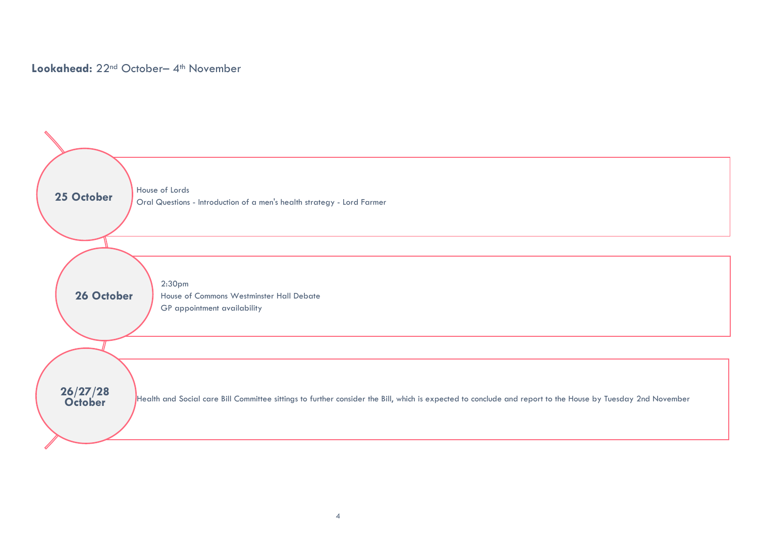**Lookahead:** 22nd October– 4th November

**25 October**

House of Lords
Oral Questions - Introduction of a men's health strategy - Lord Farmer

**26 October**

2:30pm
House of Commons Westminster Hall Debate
GP appointment availability

**26/27/28 October**

Health and Social care Bill Committee sittings to further consider the Bill, which is expected to conclude and report to the House by Tuesday 2nd November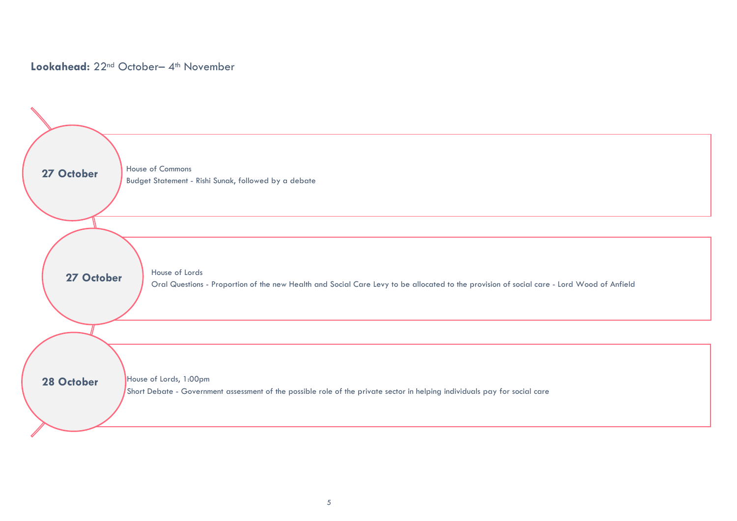**Lookahead:** 22nd October– 4th November

**27 October**

House of Commons

Budget Statement - Rishi Sunak, followed by a debate

**27 October**

House of Lords

Oral Questions - Proportion of the new Health and Social Care Levy to be allocated to the provision of social care - Lord Wood of Anfield

**28 October**

House of Lords, 1:00pm

Short Debate - Government assessment of the possible role of the private sector in helping individuals pay for social care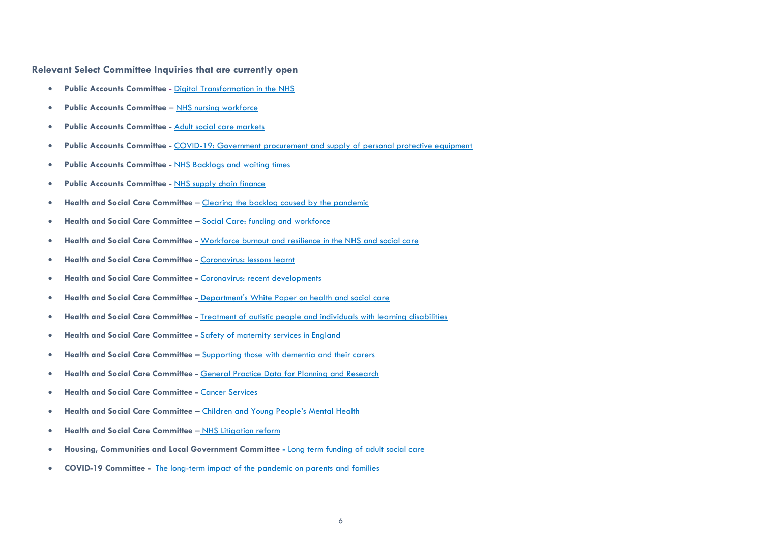### Relevant Select Committee Inquiries that are currently open

- **Public Accounts Committee -** Digital Transformation in the NHS
- **Public Accounts Committee –** NHS nursing workforce
- **Public Accounts Committee -** Adult social care markets
- **Public Accounts Committee -** COVID-19: Government procurement and supply of personal protective equipment
- **Public Accounts Committee -** NHS Backlogs and waiting times
- **Public Accounts Committee -** NHS supply chain finance
- **Health and Social Care Committee –** Clearing the backlog caused by the pandemic
- **Health and Social Care Committee –** Social Care: funding and workforce
- **Health and Social Care Committee -** Workforce burnout and resilience in the NHS and social care
- **Health and Social Care Committee -** Coronavirus: lessons learnt
- **Health and Social Care Committee -** Coronavirus: recent developments
- **Health and Social Care Committee -** Department's White Paper on health and social care
- **Health and Social Care Committee -** Treatment of autistic people and individuals with learning disabilities
- **Health and Social Care Committee -** Safety of maternity services in England
- **Health and Social Care Committee –** Supporting those with dementia and their carers
- **Health and Social Care Committee -** General Practice Data for Planning and Research
- **Health and Social Care Committee -** Cancer Services
- **Health and Social Care Committee –** Children and Young People's Mental Health
- **Health and Social Care Committee –** NHS Litigation reform
- **Housing, Communities and Local Government Committee -** Long term funding of adult social care
- **COVID-19 Committee -** The long-term impact of the pandemic on parents and families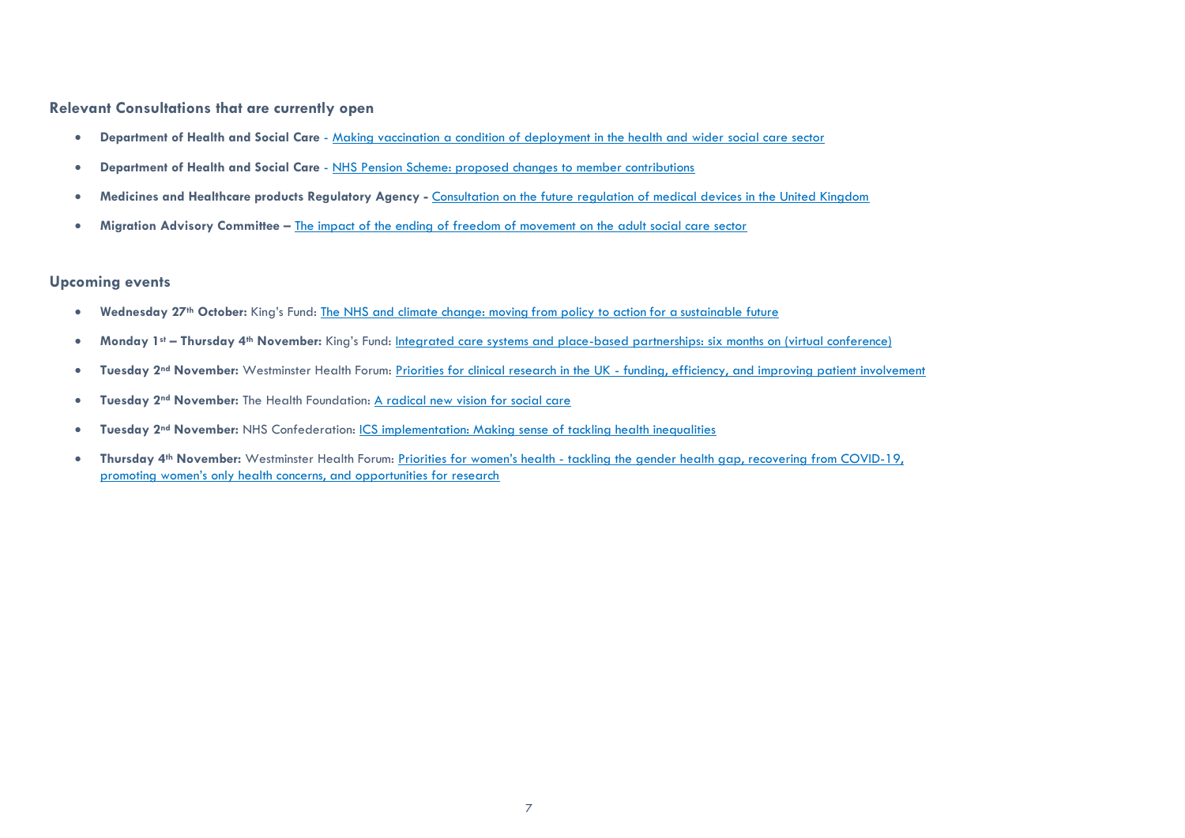### Relevant Consultations that are currently open

- **Department of Health and Social Care** - Making vaccination a condition of deployment in the health and wider social care sector
- **Department of Health and Social Care** - NHS Pension Scheme: proposed changes to member contributions
- **Medicines and Healthcare products Regulatory Agency -** Consultation on the future regulation of medical devices in the United Kingdom
- **Migration Advisory Committee –** The impact of the ending of freedom of movement on the adult social care sector

### Upcoming events

- **Wednesday 27th October:** King's Fund: The NHS and climate change: moving from policy to action for a sustainable future
- **Monday 1st – Thursday 4th November:** King's Fund: Integrated care systems and place-based partnerships: six months on (virtual conference)
- **Tuesday 2nd November:** Westminster Health Forum: Priorities for clinical research in the UK - funding, efficiency, and improving patient involvement
- **Tuesday 2nd November:** The Health Foundation: A radical new vision for social care
- **Tuesday 2nd November:** NHS Confederation: ICS implementation: Making sense of tackling health inequalities
- **Thursday 4th November:** Westminster Health Forum: Priorities for women's health - tackling the gender health gap, recovering from COVID-19, promoting women's only health concerns, and opportunities for research